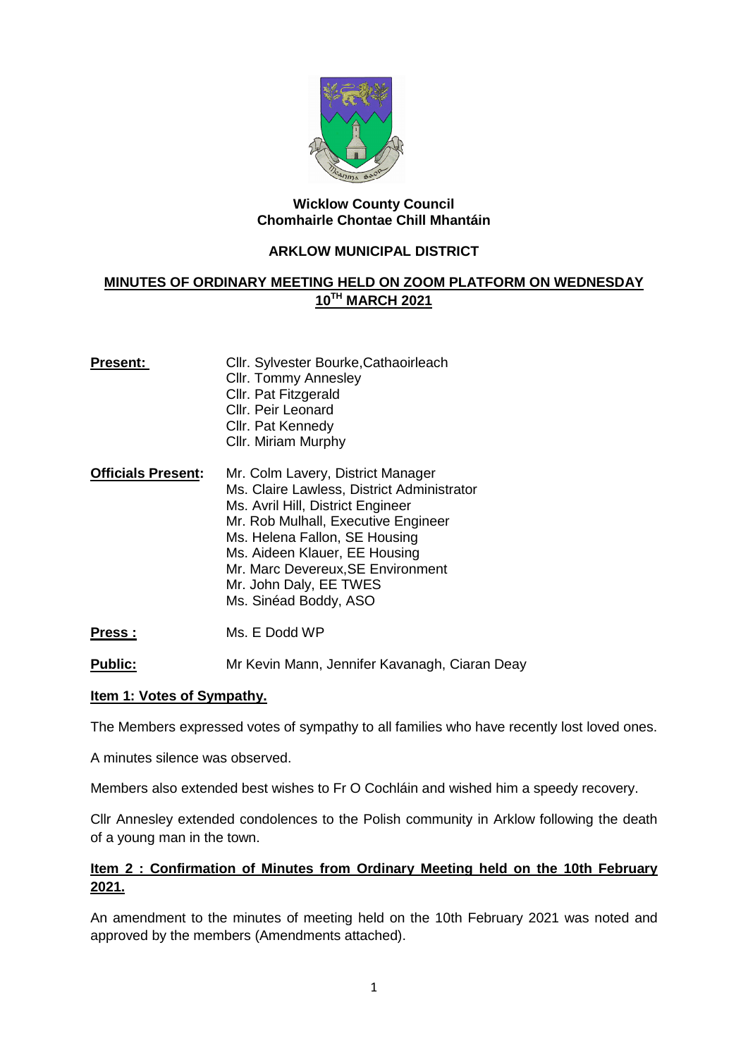**Wicklow County Council**
**Chomhairle Chontae Chill Mhantáin**

**ARKLOW MUNICIPAL DISTRICT**

**MINUTES OF ORDINARY MEETING HELD ON ZOOM PLATFORM ON WEDNESDAY 10TH MARCH 2021**

**Present:** Cllr. Sylvester Bourke,Cathaoirleach
Cllr. Tommy Annesley
Cllr. Pat Fitzgerald
Cllr. Peir Leonard
Cllr. Pat Kennedy
Cllr. Miriam Murphy

**Officials Present:** Mr. Colm Lavery, District Manager
Ms. Claire Lawless, District Administrator
Ms. Avril Hill, District Engineer
Mr. Rob Mulhall, Executive Engineer
Ms. Helena Fallon, SE Housing
Ms. Aideen Klauer, EE Housing
Mr. Marc Devereux,SE Environment
Mr. John Daly, EE TWES
Ms. Sinéad Boddy, ASO

**Press :** Ms. E Dodd WP

**Public:** Mr Kevin Mann, Jennifer Kavanagh, Ciaran Deay

**Item 1: Votes of Sympathy.**

The Members expressed votes of sympathy to all families who have recently lost loved ones.

A minutes silence was observed.

Members also extended best wishes to Fr O Cochláin and wished him a speedy recovery.

Cllr Annesley extended condolences to the Polish community in Arklow following the death of a young man in the town.

**Item 2 : Confirmation of Minutes from Ordinary Meeting held on the 10th February 2021.**

An amendment to the minutes of meeting held on the 10th February 2021 was noted and approved by the members (Amendments attached).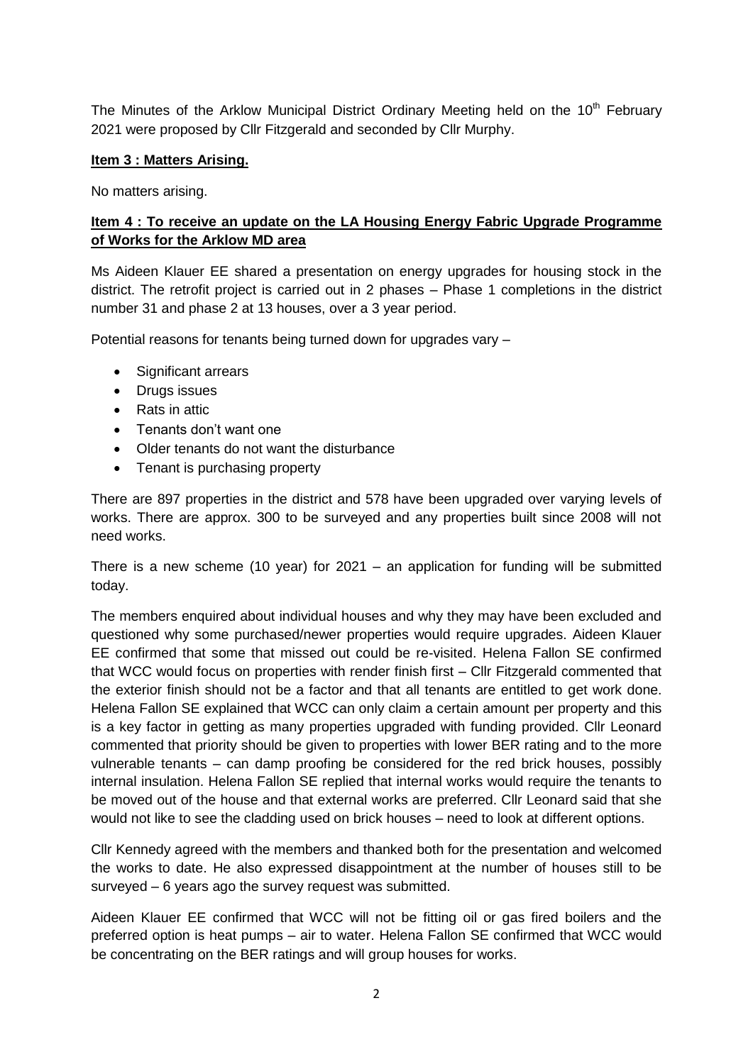The Minutes of the Arklow Municipal District Ordinary Meeting held on the 10th February 2021 were proposed by Cllr Fitzgerald and seconded by Cllr Murphy.

**Item 3 : Matters Arising.**

No matters arising.

**Item 4 : To receive an update on the LA Housing Energy Fabric Upgrade Programme of Works for the Arklow MD area**

Ms Aideen Klauer EE shared a presentation on energy upgrades for housing stock in the district. The retrofit project is carried out in 2 phases – Phase 1 completions in the district number 31 and phase 2 at 13 houses, over a 3 year period.

Potential reasons for tenants being turned down for upgrades vary –

- Significant arrears
- Drugs issues
- Rats in attic
- Tenants don't want one
- Older tenants do not want the disturbance
- Tenant is purchasing property

There are 897 properties in the district and 578 have been upgraded over varying levels of works. There are approx. 300 to be surveyed and any properties built since 2008 will not need works.

There is a new scheme (10 year) for 2021 – an application for funding will be submitted today.

The members enquired about individual houses and why they may have been excluded and questioned why some purchased/newer properties would require upgrades. Aideen Klauer EE confirmed that some that missed out could be re-visited. Helena Fallon SE confirmed that WCC would focus on properties with render finish first – Cllr Fitzgerald commented that the exterior finish should not be a factor and that all tenants are entitled to get work done. Helena Fallon SE explained that WCC can only claim a certain amount per property and this is a key factor in getting as many properties upgraded with funding provided. Cllr Leonard commented that priority should be given to properties with lower BER rating and to the more vulnerable tenants – can damp proofing be considered for the red brick houses, possibly internal insulation. Helena Fallon SE replied that internal works would require the tenants to be moved out of the house and that external works are preferred. Cllr Leonard said that she would not like to see the cladding used on brick houses – need to look at different options.

Cllr Kennedy agreed with the members and thanked both for the presentation and welcomed the works to date. He also expressed disappointment at the number of houses still to be surveyed – 6 years ago the survey request was submitted.

Aideen Klauer EE confirmed that WCC will not be fitting oil or gas fired boilers and the preferred option is heat pumps – air to water. Helena Fallon SE confirmed that WCC would be concentrating on the BER ratings and will group houses for works.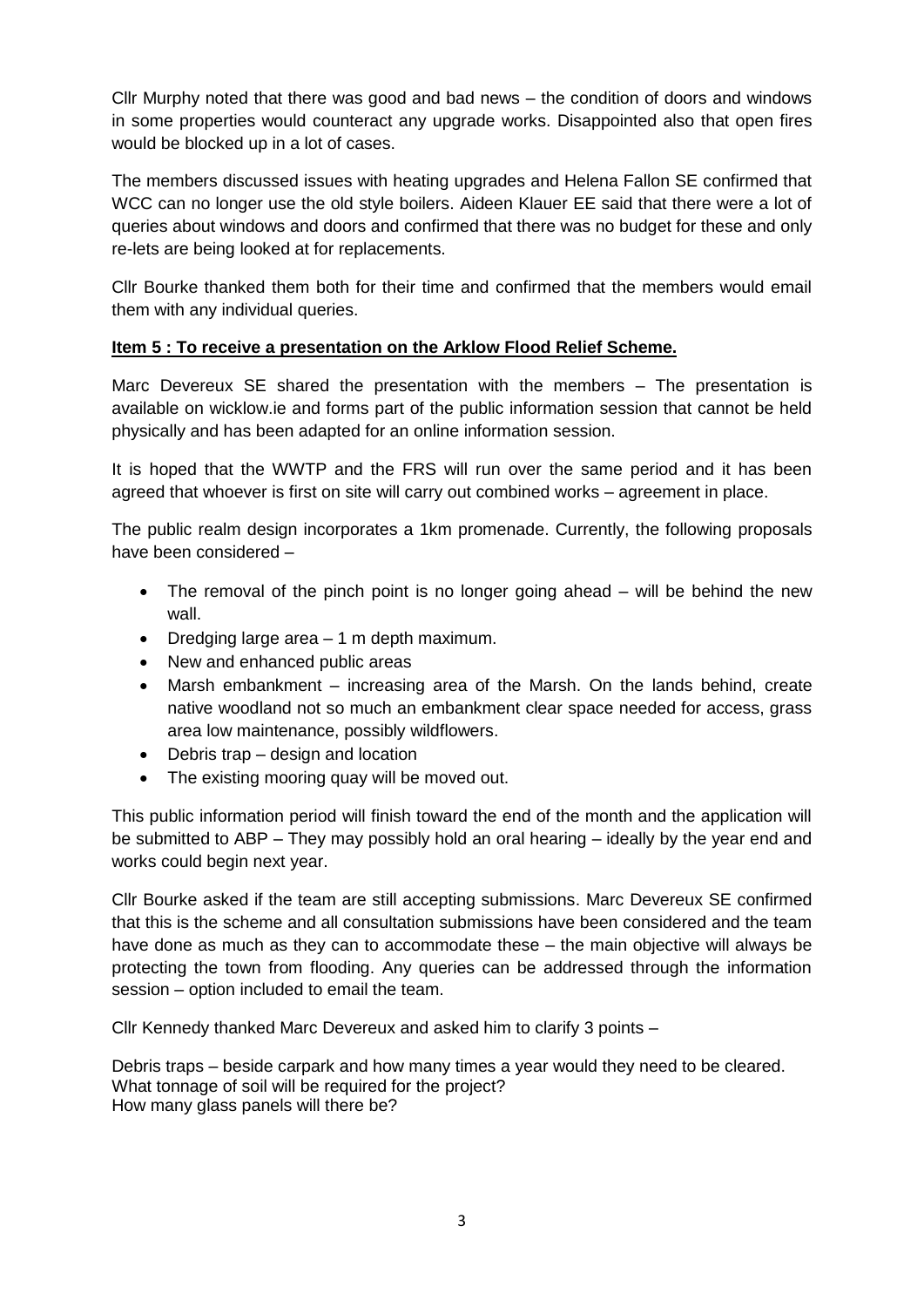Cllr Murphy noted that there was good and bad news – the condition of doors and windows in some properties would counteract any upgrade works. Disappointed also that open fires would be blocked up in a lot of cases.

The members discussed issues with heating upgrades and Helena Fallon SE confirmed that WCC can no longer use the old style boilers. Aideen Klauer EE said that there were a lot of queries about windows and doors and confirmed that there was no budget for these and only re-lets are being looked at for replacements.

Cllr Bourke thanked them both for their time and confirmed that the members would email them with any individual queries.

**Item 5 : To receive a presentation on the Arklow Flood Relief Scheme.**

Marc Devereux SE shared the presentation with the members – The presentation is available on wicklow.ie and forms part of the public information session that cannot be held physically and has been adapted for an online information session.

It is hoped that the WWTP and the FRS will run over the same period and it has been agreed that whoever is first on site will carry out combined works – agreement in place.

The public realm design incorporates a 1km promenade. Currently, the following proposals have been considered –

- The removal of the pinch point is no longer going ahead – will be behind the new wall.
- Dredging large area – 1 m depth maximum.
- New and enhanced public areas
- Marsh embankment – increasing area of the Marsh. On the lands behind, create native woodland not so much an embankment clear space needed for access, grass area low maintenance, possibly wildflowers.
- Debris trap – design and location
- The existing mooring quay will be moved out.

This public information period will finish toward the end of the month and the application will be submitted to ABP – They may possibly hold an oral hearing – ideally by the year end and works could begin next year.

Cllr Bourke asked if the team are still accepting submissions. Marc Devereux SE confirmed that this is the scheme and all consultation submissions have been considered and the team have done as much as they can to accommodate these – the main objective will always be protecting the town from flooding. Any queries can be addressed through the information session – option included to email the team.

Cllr Kennedy thanked Marc Devereux and asked him to clarify 3 points –

Debris traps – beside carpark and how many times a year would they need to be cleared.
What tonnage of soil will be required for the project?
How many glass panels will there be?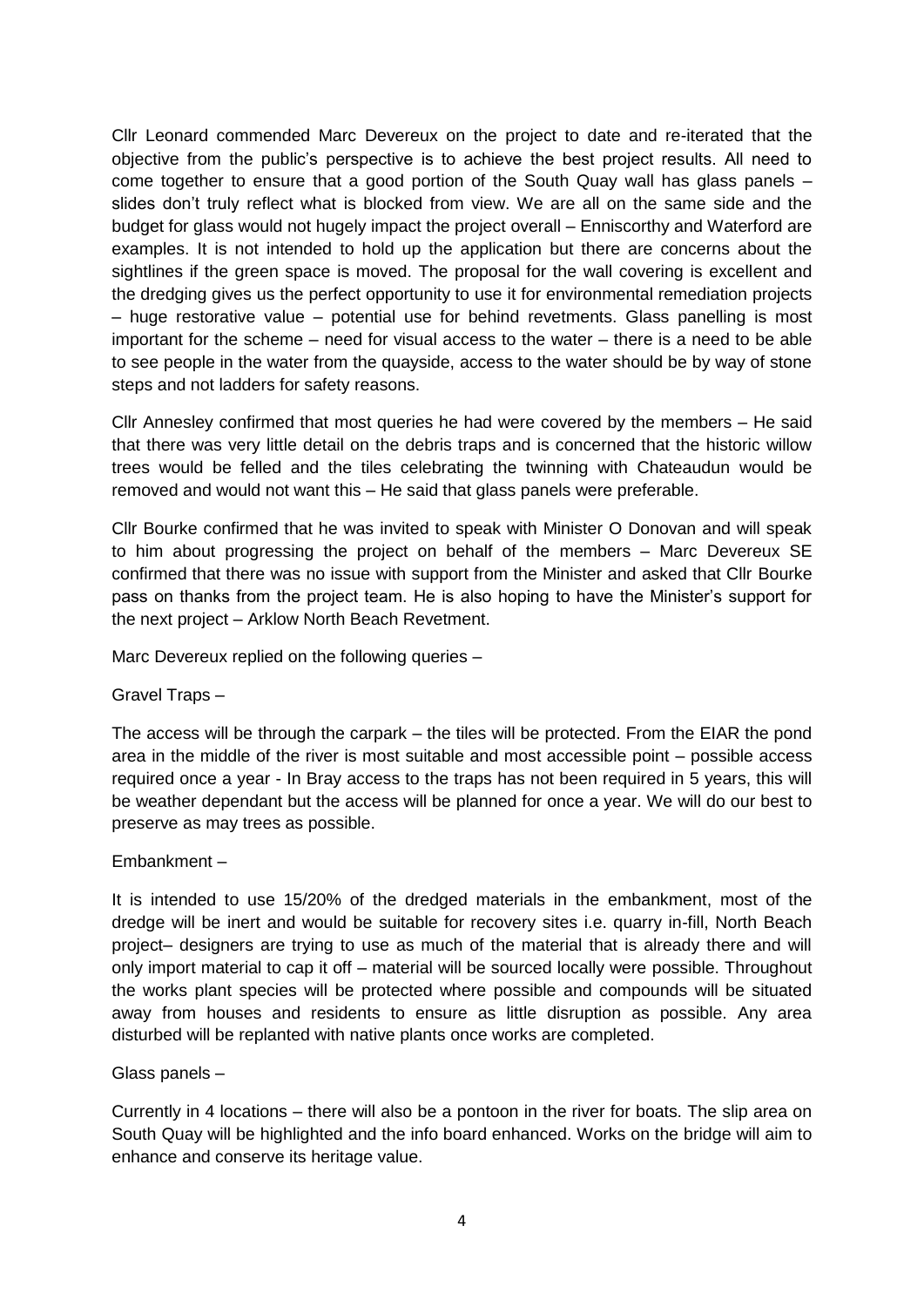Cllr Leonard commended Marc Devereux on the project to date and re-iterated that the objective from the public's perspective is to achieve the best project results. All need to come together to ensure that a good portion of the South Quay wall has glass panels – slides don't truly reflect what is blocked from view. We are all on the same side and the budget for glass would not hugely impact the project overall – Enniscorthy and Waterford are examples. It is not intended to hold up the application but there are concerns about the sightlines if the green space is moved. The proposal for the wall covering is excellent and the dredging gives us the perfect opportunity to use it for environmental remediation projects – huge restorative value – potential use for behind revetments. Glass panelling is most important for the scheme – need for visual access to the water – there is a need to be able to see people in the water from the quayside, access to the water should be by way of stone steps and not ladders for safety reasons.

Cllr Annesley confirmed that most queries he had were covered by the members – He said that there was very little detail on the debris traps and is concerned that the historic willow trees would be felled and the tiles celebrating the twinning with Chateaudun would be removed and would not want this – He said that glass panels were preferable.

Cllr Bourke confirmed that he was invited to speak with Minister O Donovan and will speak to him about progressing the project on behalf of the members – Marc Devereux SE confirmed that there was no issue with support from the Minister and asked that Cllr Bourke pass on thanks from the project team. He is also hoping to have the Minister's support for the next project – Arklow North Beach Revetment.

Marc Devereux replied on the following queries –

Gravel Traps –

The access will be through the carpark – the tiles will be protected. From the EIAR the pond area in the middle of the river is most suitable and most accessible point – possible access required once a year - In Bray access to the traps has not been required in 5 years, this will be weather dependant but the access will be planned for once a year. We will do our best to preserve as may trees as possible.

Embankment –

It is intended to use 15/20% of the dredged materials in the embankment, most of the dredge will be inert and would be suitable for recovery sites i.e. quarry in-fill, North Beach project– designers are trying to use as much of the material that is already there and will only import material to cap it off – material will be sourced locally were possible. Throughout the works plant species will be protected where possible and compounds will be situated away from houses and residents to ensure as little disruption as possible. Any area disturbed will be replanted with native plants once works are completed.

Glass panels –

Currently in 4 locations – there will also be a pontoon in the river for boats. The slip area on South Quay will be highlighted and the info board enhanced. Works on the bridge will aim to enhance and conserve its heritage value.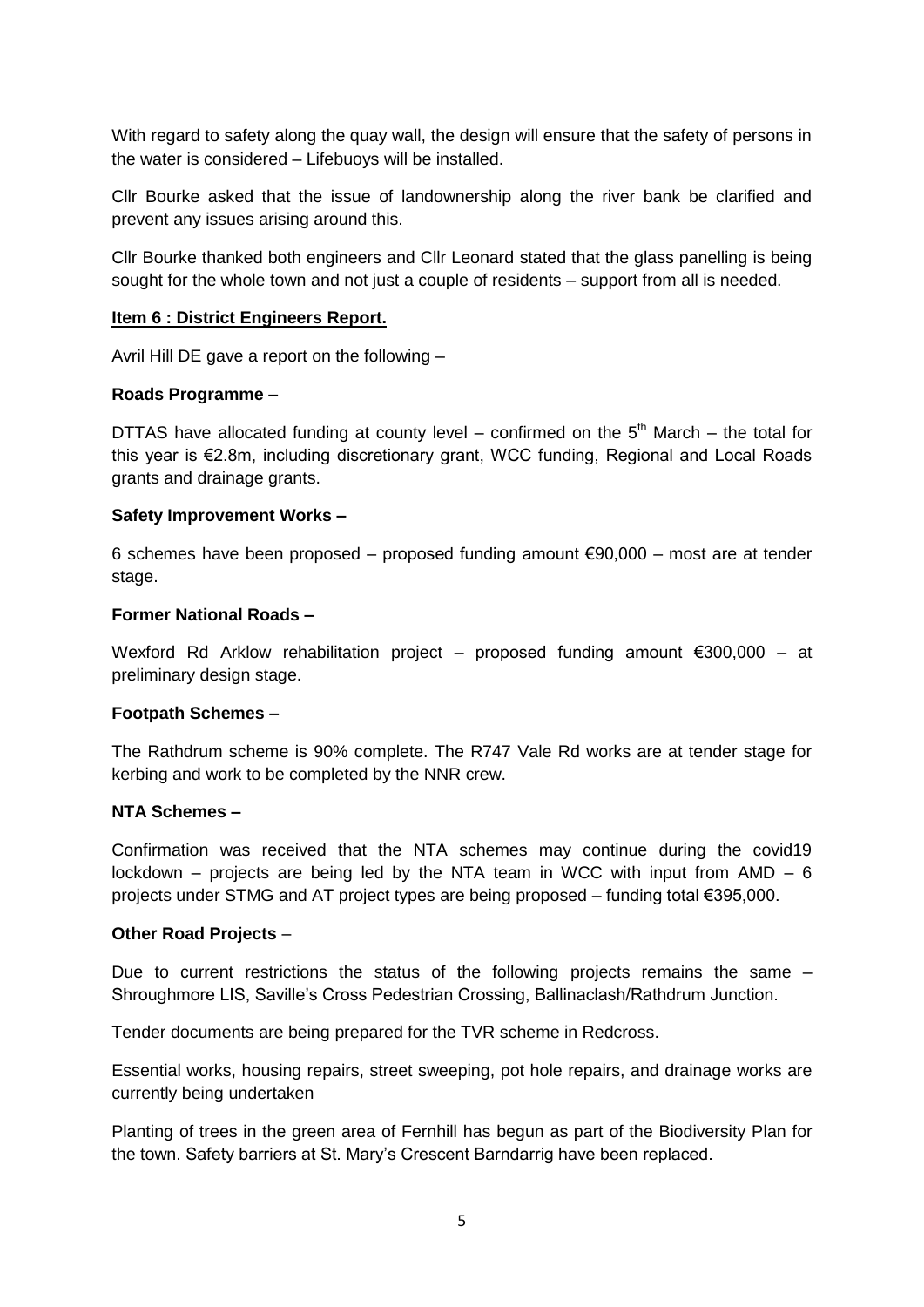With regard to safety along the quay wall, the design will ensure that the safety of persons in the water is considered – Lifebuoys will be installed.

Cllr Bourke asked that the issue of landownership along the river bank be clarified and prevent any issues arising around this.

Cllr Bourke thanked both engineers and Cllr Leonard stated that the glass panelling is being sought for the whole town and not just a couple of residents – support from all is needed.

**Item 6 : District Engineers Report.**

Avril Hill DE gave a report on the following –

**Roads Programme –**

DTTAS have allocated funding at county level – confirmed on the 5th March – the total for this year is €2.8m, including discretionary grant, WCC funding, Regional and Local Roads grants and drainage grants.

**Safety Improvement Works –**

6 schemes have been proposed – proposed funding amount €90,000 – most are at tender stage.

**Former National Roads –**

Wexford Rd Arklow rehabilitation project – proposed funding amount €300,000 – at preliminary design stage.

**Footpath Schemes –**

The Rathdrum scheme is 90% complete. The R747 Vale Rd works are at tender stage for kerbing and work to be completed by the NNR crew.

**NTA Schemes –**

Confirmation was received that the NTA schemes may continue during the covid19 lockdown – projects are being led by the NTA team in WCC with input from AMD – 6 projects under STMG and AT project types are being proposed – funding total €395,000.

**Other Road Projects** –

Due to current restrictions the status of the following projects remains the same – Shroughmore LIS, Saville's Cross Pedestrian Crossing, Ballinaclash/Rathdrum Junction.

Tender documents are being prepared for the TVR scheme in Redcross.

Essential works, housing repairs, street sweeping, pot hole repairs, and drainage works are currently being undertaken

Planting of trees in the green area of Fernhill has begun as part of the Biodiversity Plan for the town. Safety barriers at St. Mary's Crescent Barndarrig have been replaced.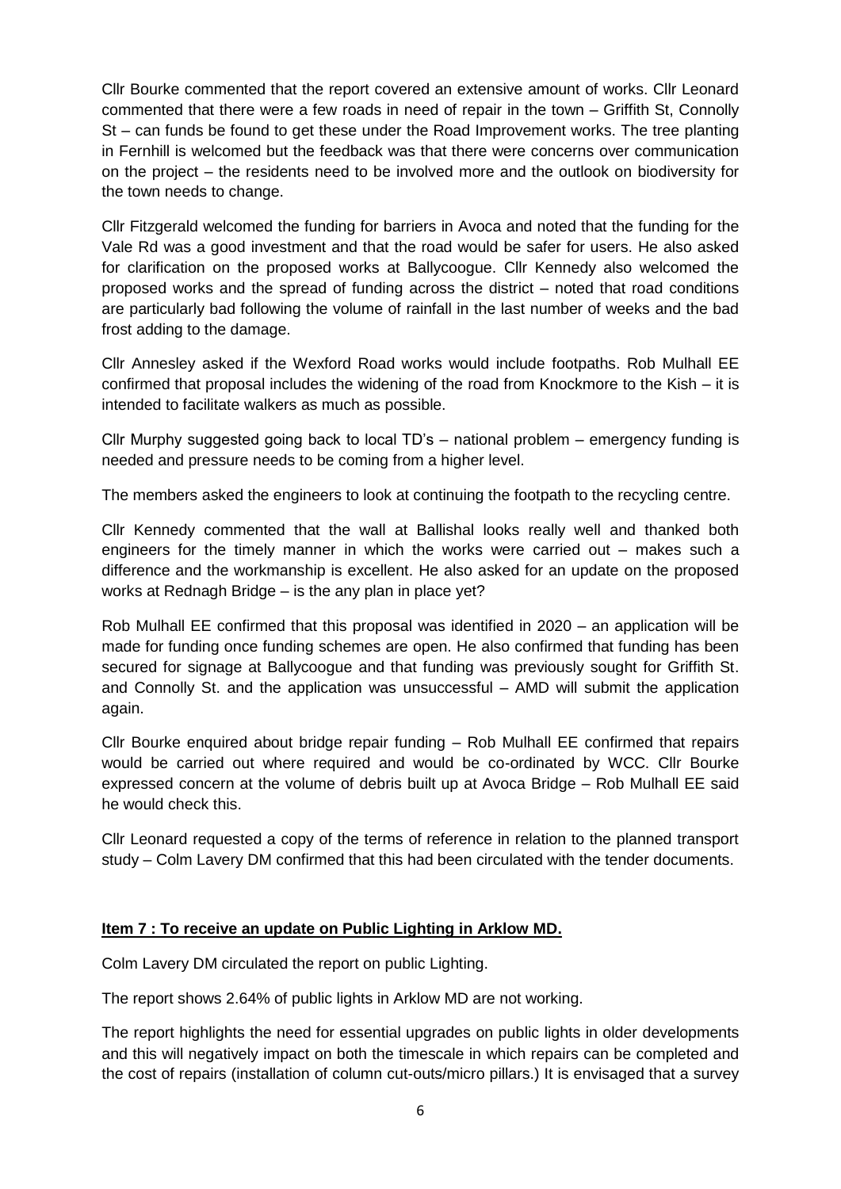Cllr Bourke commented that the report covered an extensive amount of works. Cllr Leonard commented that there were a few roads in need of repair in the town – Griffith St, Connolly St – can funds be found to get these under the Road Improvement works. The tree planting in Fernhill is welcomed but the feedback was that there were concerns over communication on the project – the residents need to be involved more and the outlook on biodiversity for the town needs to change.

Cllr Fitzgerald welcomed the funding for barriers in Avoca and noted that the funding for the Vale Rd was a good investment and that the road would be safer for users. He also asked for clarification on the proposed works at Ballycoogue. Cllr Kennedy also welcomed the proposed works and the spread of funding across the district – noted that road conditions are particularly bad following the volume of rainfall in the last number of weeks and the bad frost adding to the damage.

Cllr Annesley asked if the Wexford Road works would include footpaths. Rob Mulhall EE confirmed that proposal includes the widening of the road from Knockmore to the Kish – it is intended to facilitate walkers as much as possible.

Cllr Murphy suggested going back to local TD's – national problem – emergency funding is needed and pressure needs to be coming from a higher level.

The members asked the engineers to look at continuing the footpath to the recycling centre.

Cllr Kennedy commented that the wall at Ballishal looks really well and thanked both engineers for the timely manner in which the works were carried out – makes such a difference and the workmanship is excellent. He also asked for an update on the proposed works at Rednagh Bridge – is the any plan in place yet?

Rob Mulhall EE confirmed that this proposal was identified in 2020 – an application will be made for funding once funding schemes are open. He also confirmed that funding has been secured for signage at Ballycoogue and that funding was previously sought for Griffith St. and Connolly St. and the application was unsuccessful – AMD will submit the application again.

Cllr Bourke enquired about bridge repair funding – Rob Mulhall EE confirmed that repairs would be carried out where required and would be co-ordinated by WCC. Cllr Bourke expressed concern at the volume of debris built up at Avoca Bridge – Rob Mulhall EE said he would check this.

Cllr Leonard requested a copy of the terms of reference in relation to the planned transport study – Colm Lavery DM confirmed that this had been circulated with the tender documents.

**Item 7 : To receive an update on Public Lighting in Arklow MD.**

Colm Lavery DM circulated the report on public Lighting.

The report shows 2.64% of public lights in Arklow MD are not working.

The report highlights the need for essential upgrades on public lights in older developments and this will negatively impact on both the timescale in which repairs can be completed and the cost of repairs (installation of column cut-outs/micro pillars.) It is envisaged that a survey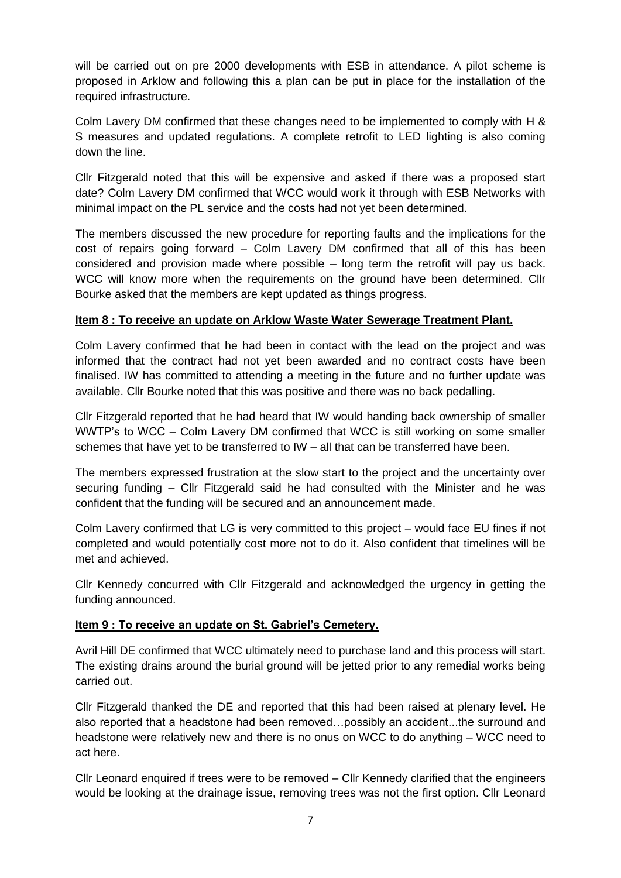will be carried out on pre 2000 developments with ESB in attendance. A pilot scheme is proposed in Arklow and following this a plan can be put in place for the installation of the required infrastructure.

Colm Lavery DM confirmed that these changes need to be implemented to comply with H & S measures and updated regulations. A complete retrofit to LED lighting is also coming down the line.

Cllr Fitzgerald noted that this will be expensive and asked if there was a proposed start date? Colm Lavery DM confirmed that WCC would work it through with ESB Networks with minimal impact on the PL service and the costs had not yet been determined.

The members discussed the new procedure for reporting faults and the implications for the cost of repairs going forward – Colm Lavery DM confirmed that all of this has been considered and provision made where possible – long term the retrofit will pay us back. WCC will know more when the requirements on the ground have been determined. Cllr Bourke asked that the members are kept updated as things progress.

**Item 8 : To receive an update on Arklow Waste Water Sewerage Treatment Plant.**

Colm Lavery confirmed that he had been in contact with the lead on the project and was informed that the contract had not yet been awarded and no contract costs have been finalised. IW has committed to attending a meeting in the future and no further update was available. Cllr Bourke noted that this was positive and there was no back pedalling.

Cllr Fitzgerald reported that he had heard that IW would handing back ownership of smaller WWTP's to WCC – Colm Lavery DM confirmed that WCC is still working on some smaller schemes that have yet to be transferred to IW – all that can be transferred have been.

The members expressed frustration at the slow start to the project and the uncertainty over securing funding – Cllr Fitzgerald said he had consulted with the Minister and he was confident that the funding will be secured and an announcement made.

Colm Lavery confirmed that LG is very committed to this project – would face EU fines if not completed and would potentially cost more not to do it. Also confident that timelines will be met and achieved.

Cllr Kennedy concurred with Cllr Fitzgerald and acknowledged the urgency in getting the funding announced.

**Item 9 : To receive an update on St. Gabriel's Cemetery.**

Avril Hill DE confirmed that WCC ultimately need to purchase land and this process will start. The existing drains around the burial ground will be jetted prior to any remedial works being carried out.

Cllr Fitzgerald thanked the DE and reported that this had been raised at plenary level. He also reported that a headstone had been removed…possibly an accident...the surround and headstone were relatively new and there is no onus on WCC to do anything – WCC need to act here.

Cllr Leonard enquired if trees were to be removed – Cllr Kennedy clarified that the engineers would be looking at the drainage issue, removing trees was not the first option. Cllr Leonard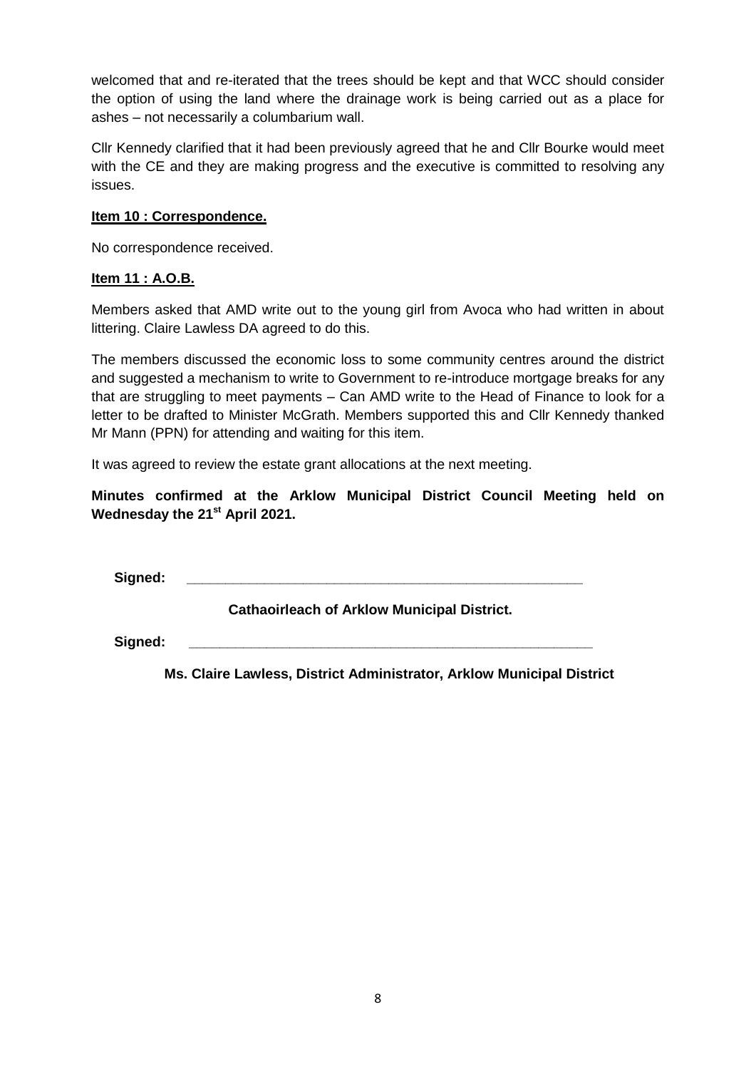welcomed that and re-iterated that the trees should be kept and that WCC should consider the option of using the land where the drainage work is being carried out as a place for ashes – not necessarily a columbarium wall.

Cllr Kennedy clarified that it had been previously agreed that he and Cllr Bourke would meet with the CE and they are making progress and the executive is committed to resolving any issues.

**Item 10 : Correspondence.**

No correspondence received.

**Item 11 : A.O.B.**

Members asked that AMD write out to the young girl from Avoca who had written in about littering. Claire Lawless DA agreed to do this.

The members discussed the economic loss to some community centres around the district and suggested a mechanism to write to Government to re-introduce mortgage breaks for any that are struggling to meet payments – Can AMD write to the Head of Finance to look for a letter to be drafted to Minister McGrath. Members supported this and Cllr Kennedy thanked Mr Mann (PPN) for attending and waiting for this item.

It was agreed to review the estate grant allocations at the next meeting.

**Minutes confirmed at the Arklow Municipal District Council Meeting held on Wednesday the 21st April 2021.**

**Signed:** ___________________________________________

**Cathaoirleach of Arklow Municipal District.**

**Signed:** ___________________________________________

**Ms. Claire Lawless, District Administrator, Arklow Municipal District**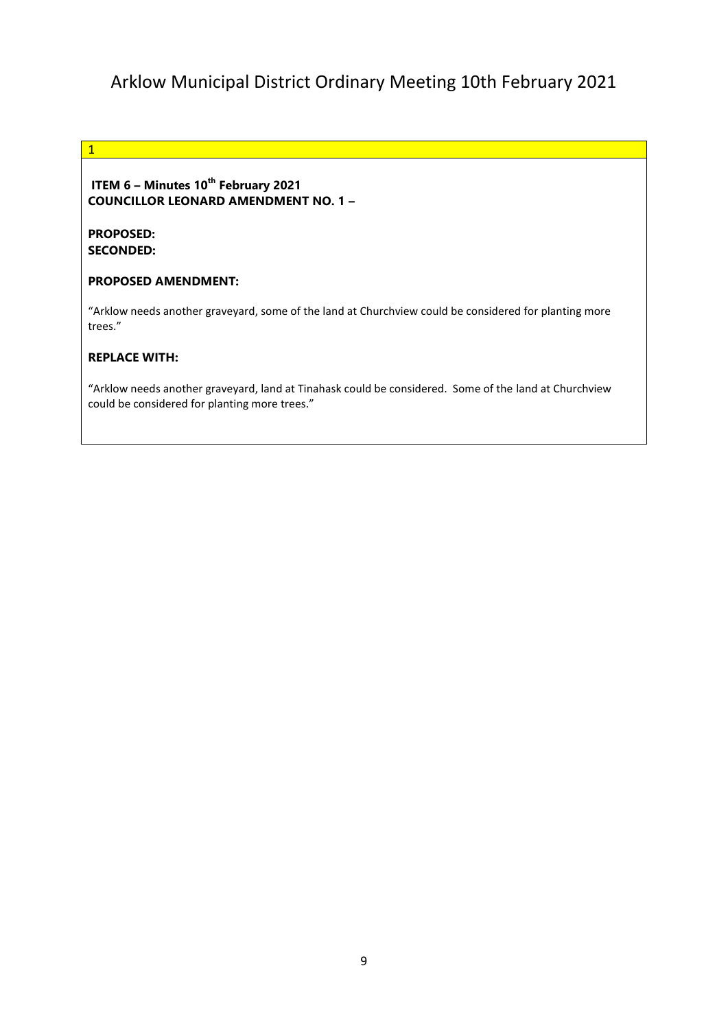# Arklow Municipal District Ordinary Meeting 10th February 2021

1

**ITEM 6 – Minutes 10th February 2021**
**COUNCILLOR LEONARD AMENDMENT NO. 1 –**

**PROPOSED:**
**SECONDED:**

**PROPOSED AMENDMENT:**

"Arklow needs another graveyard, some of the land at Churchview could be considered for planting more trees."

**REPLACE WITH:**

"Arklow needs another graveyard, land at Tinahask could be considered. Some of the land at Churchview could be considered for planting more trees."